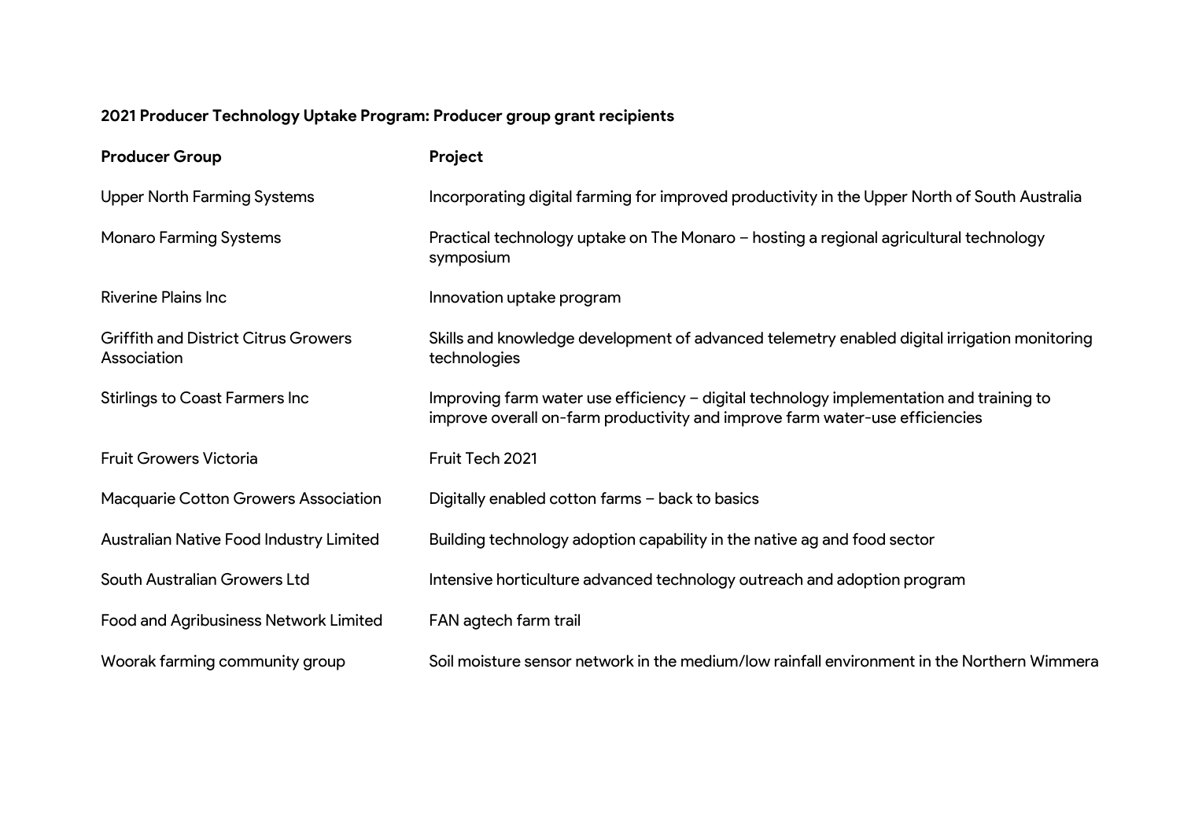**2021 Producer Technology Uptake Program: Producer group grant recipients**

| Producer Group | Project |
|---|---|
| Upper North Farming Systems | Incorporating digital farming for improved productivity in the Upper North of South Australia |
| Monaro Farming Systems | Practical technology uptake on The Monaro – hosting a regional agricultural technology symposium |
| Riverine Plains Inc | Innovation uptake program |
| Griffith and District Citrus Growers Association | Skills and knowledge development of advanced telemetry enabled digital irrigation monitoring technologies |
| Stirlings to Coast Farmers Inc | Improving farm water use efficiency – digital technology implementation and training to improve overall on-farm productivity and improve farm water-use efficiencies |
| Fruit Growers Victoria | Fruit Tech 2021 |
| Macquarie Cotton Growers Association | Digitally enabled cotton farms – back to basics |
| Australian Native Food Industry Limited | Building technology adoption capability in the native ag and food sector |
| South Australian Growers Ltd | Intensive horticulture advanced technology outreach and adoption program |
| Food and Agribusiness Network Limited | FAN agtech farm trail |
| Woorak farming community group | Soil moisture sensor network in the medium/low rainfall environment in the Northern Wimmera |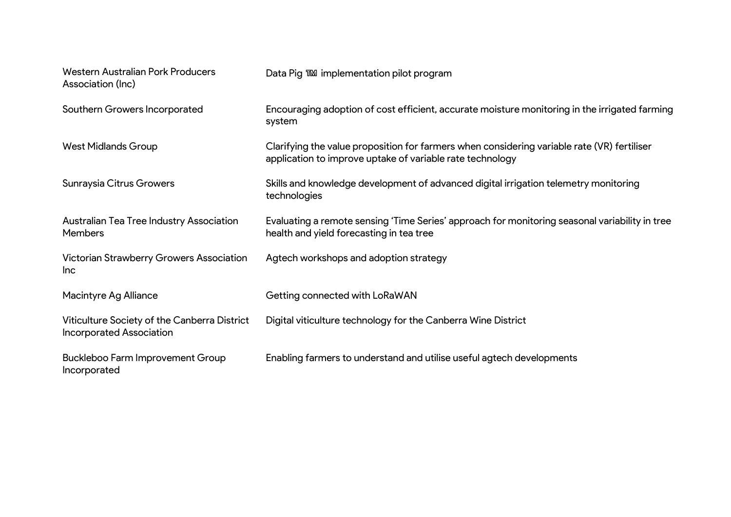| | |
|---|---|
| Western Australian Pork Producers Association (Inc) | Data Pig ™ implementation pilot program |
| Southern Growers Incorporated | Encouraging adoption of cost efficient, accurate moisture monitoring in the irrigated farming system |
| West Midlands Group | Clarifying the value proposition for farmers when considering variable rate (VR) fertiliser application to improve uptake of variable rate technology |
| Sunraysia Citrus Growers | Skills and knowledge development of advanced digital irrigation telemetry monitoring technologies |
| Australian Tea Tree Industry Association Members | Evaluating a remote sensing 'Time Series' approach for monitoring seasonal variability in tree health and yield forecasting in tea tree |
| Victorian Strawberry Growers Association Inc | Agtech workshops and adoption strategy |
| Macintyre Ag Alliance | Getting connected with LoRaWAN |
| Viticulture Society of the Canberra District Incorporated Association | Digital viticulture technology for the Canberra Wine District |
| Buckleboo Farm Improvement Group Incorporated | Enabling farmers to understand and utilise useful agtech developments |